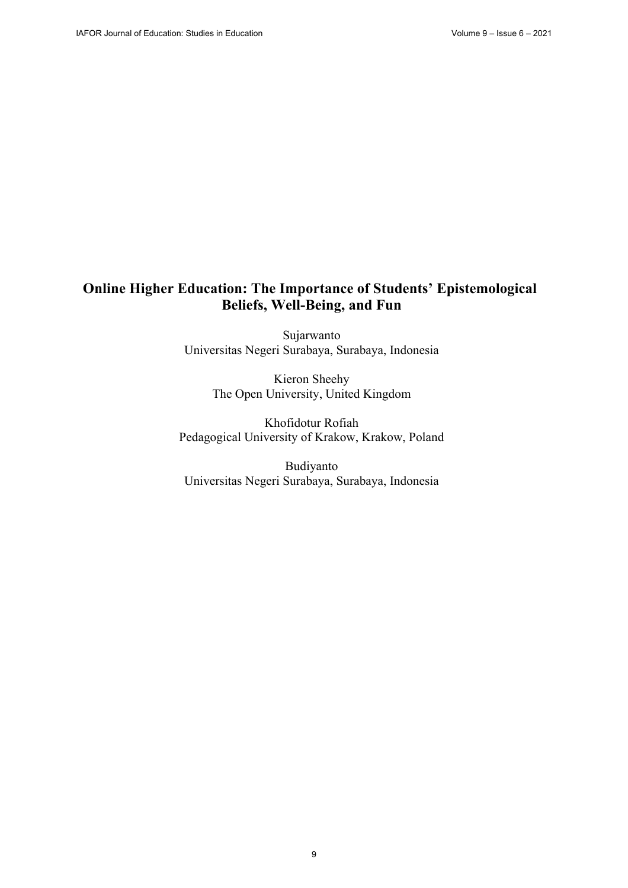# Online Higher Education: The Importance of Students' Epistemological Beliefs, Well-Being, and Fun

Sujarwanto
Universitas Negeri Surabaya, Surabaya, Indonesia

Kieron Sheehy
The Open University, United Kingdom

Khofidotur Rofiah
Pedagogical University of Krakow, Krakow, Poland

Budiyanto
Universitas Negeri Surabaya, Surabaya, Indonesia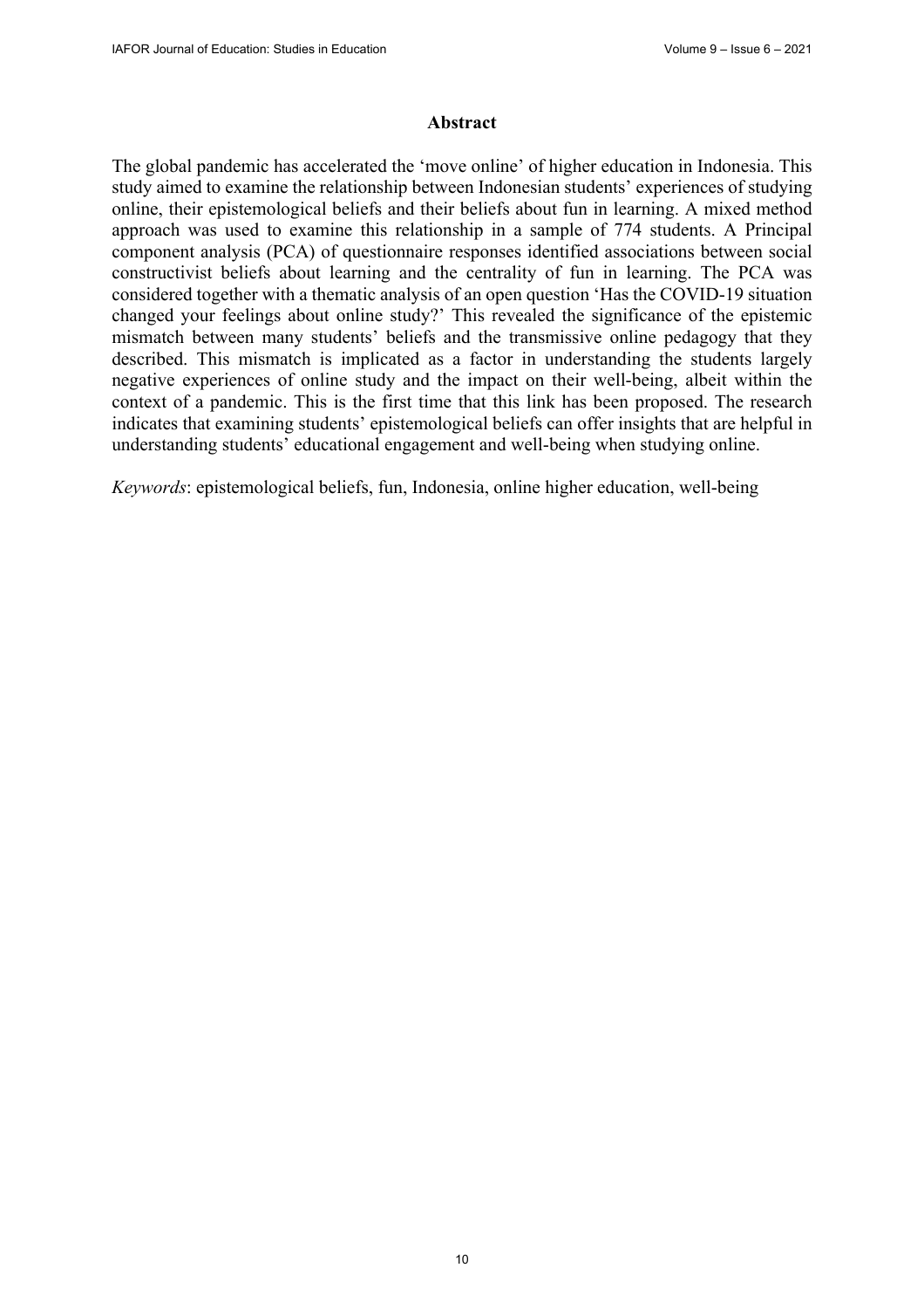## Abstract

The global pandemic has accelerated the 'move online' of higher education in Indonesia. This study aimed to examine the relationship between Indonesian students' experiences of studying online, their epistemological beliefs and their beliefs about fun in learning. A mixed method approach was used to examine this relationship in a sample of 774 students. A Principal component analysis (PCA) of questionnaire responses identified associations between social constructivist beliefs about learning and the centrality of fun in learning. The PCA was considered together with a thematic analysis of an open question 'Has the COVID-19 situation changed your feelings about online study?' This revealed the significance of the epistemic mismatch between many students' beliefs and the transmissive online pedagogy that they described. This mismatch is implicated as a factor in understanding the students largely negative experiences of online study and the impact on their well-being, albeit within the context of a pandemic. This is the first time that this link has been proposed. The research indicates that examining students' epistemological beliefs can offer insights that are helpful in understanding students' educational engagement and well-being when studying online.

*Keywords*: epistemological beliefs, fun, Indonesia, online higher education, well-being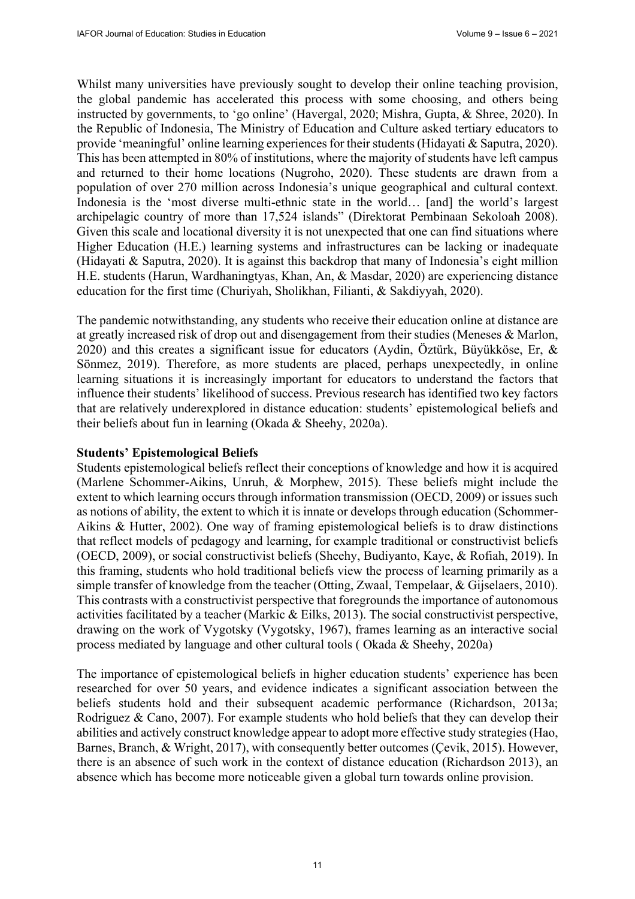Whilst many universities have previously sought to develop their online teaching provision, the global pandemic has accelerated this process with some choosing, and others being instructed by governments, to 'go online' (Havergal, 2020; Mishra, Gupta, & Shree, 2020). In the Republic of Indonesia, The Ministry of Education and Culture asked tertiary educators to provide 'meaningful' online learning experiences for their students (Hidayati & Saputra, 2020). This has been attempted in 80% of institutions, where the majority of students have left campus and returned to their home locations (Nugroho, 2020). These students are drawn from a population of over 270 million across Indonesia's unique geographical and cultural context. Indonesia is the 'most diverse multi-ethnic state in the world… [and] the world's largest archipelagic country of more than 17,524 islands" (Direktorat Pembinaan Sekoloah 2008). Given this scale and locational diversity it is not unexpected that one can find situations where Higher Education (H.E.) learning systems and infrastructures can be lacking or inadequate (Hidayati & Saputra, 2020). It is against this backdrop that many of Indonesia's eight million H.E. students (Harun, Wardhaningtyas, Khan, An, & Masdar, 2020) are experiencing distance education for the first time (Churiyah, Sholikhan, Filianti, & Sakdiyyah, 2020).

The pandemic notwithstanding, any students who receive their education online at distance are at greatly increased risk of drop out and disengagement from their studies (Meneses & Marlon, 2020) and this creates a significant issue for educators (Aydin, Öztürk, Büyükköse, Er, & Sönmez, 2019). Therefore, as more students are placed, perhaps unexpectedly, in online learning situations it is increasingly important for educators to understand the factors that influence their students' likelihood of success. Previous research has identified two key factors that are relatively underexplored in distance education: students' epistemological beliefs and their beliefs about fun in learning (Okada & Sheehy, 2020a).

**Students' Epistemological Beliefs**

Students epistemological beliefs reflect their conceptions of knowledge and how it is acquired (Marlene Schommer-Aikins, Unruh, & Morphew, 2015). These beliefs might include the extent to which learning occurs through information transmission (OECD, 2009) or issues such as notions of ability, the extent to which it is innate or develops through education (Schommer-Aikins & Hutter, 2002). One way of framing epistemological beliefs is to draw distinctions that reflect models of pedagogy and learning, for example traditional or constructivist beliefs (OECD, 2009), or social constructivist beliefs (Sheehy, Budiyanto, Kaye, & Rofiah, 2019). In this framing, students who hold traditional beliefs view the process of learning primarily as a simple transfer of knowledge from the teacher (Otting, Zwaal, Tempelaar, & Gijselaers, 2010). This contrasts with a constructivist perspective that foregrounds the importance of autonomous activities facilitated by a teacher (Markic & Eilks, 2013). The social constructivist perspective, drawing on the work of Vygotsky (Vygotsky, 1967), frames learning as an interactive social process mediated by language and other cultural tools ( Okada & Sheehy, 2020a)

The importance of epistemological beliefs in higher education students' experience has been researched for over 50 years, and evidence indicates a significant association between the beliefs students hold and their subsequent academic performance (Richardson, 2013a; Rodriguez & Cano, 2007). For example students who hold beliefs that they can develop their abilities and actively construct knowledge appear to adopt more effective study strategies (Hao, Barnes, Branch, & Wright, 2017), with consequently better outcomes (Çevik, 2015). However, there is an absence of such work in the context of distance education (Richardson 2013), an absence which has become more noticeable given a global turn towards online provision.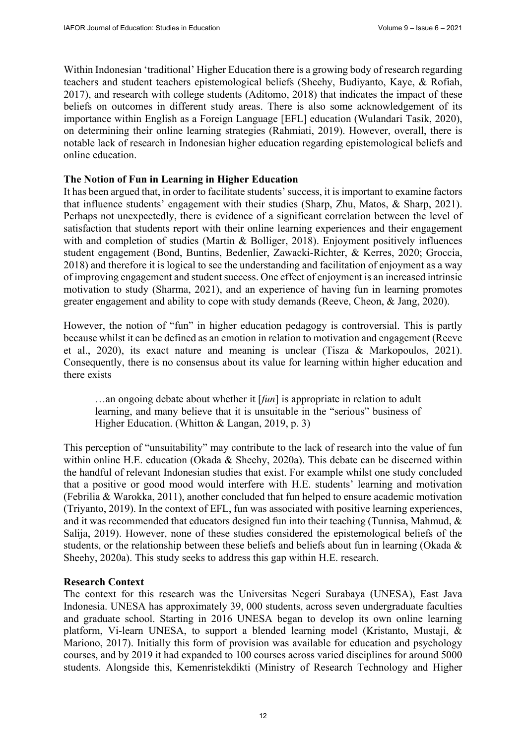Within Indonesian 'traditional' Higher Education there is a growing body of research regarding teachers and student teachers epistemological beliefs (Sheehy, Budiyanto, Kaye, & Rofiah, 2017), and research with college students (Aditomo, 2018) that indicates the impact of these beliefs on outcomes in different study areas. There is also some acknowledgement of its importance within English as a Foreign Language [EFL] education (Wulandari Tasik, 2020), on determining their online learning strategies (Rahmiati, 2019). However, overall, there is notable lack of research in Indonesian higher education regarding epistemological beliefs and online education.

### The Notion of Fun in Learning in Higher Education

It has been argued that, in order to facilitate students' success, it is important to examine factors that influence students' engagement with their studies (Sharp, Zhu, Matos, & Sharp, 2021). Perhaps not unexpectedly, there is evidence of a significant correlation between the level of satisfaction that students report with their online learning experiences and their engagement with and completion of studies (Martin & Bolliger, 2018). Enjoyment positively influences student engagement (Bond, Buntins, Bedenlier, Zawacki-Richter, & Kerres, 2020; Groccia, 2018) and therefore it is logical to see the understanding and facilitation of enjoyment as a way of improving engagement and student success. One effect of enjoyment is an increased intrinsic motivation to study (Sharma, 2021), and an experience of having fun in learning promotes greater engagement and ability to cope with study demands (Reeve, Cheon, & Jang, 2020).

However, the notion of "fun" in higher education pedagogy is controversial. This is partly because whilst it can be defined as an emotion in relation to motivation and engagement (Reeve et al., 2020), its exact nature and meaning is unclear (Tisza & Markopoulos, 2021). Consequently, there is no consensus about its value for learning within higher education and there exists

> …an ongoing debate about whether it [*fun*] is appropriate in relation to adult learning, and many believe that it is unsuitable in the "serious" business of Higher Education. (Whitton & Langan, 2019, p. 3)

This perception of "unsuitability" may contribute to the lack of research into the value of fun within online H.E. education (Okada & Sheehy, 2020a). This debate can be discerned within the handful of relevant Indonesian studies that exist. For example whilst one study concluded that a positive or good mood would interfere with H.E. students' learning and motivation (Febrilia & Warokka, 2011), another concluded that fun helped to ensure academic motivation (Triyanto, 2019). In the context of EFL, fun was associated with positive learning experiences, and it was recommended that educators designed fun into their teaching (Tunnisa, Mahmud, & Salija, 2019). However, none of these studies considered the epistemological beliefs of the students, or the relationship between these beliefs and beliefs about fun in learning (Okada & Sheehy, 2020a). This study seeks to address this gap within H.E. research.

### Research Context

The context for this research was the Universitas Negeri Surabaya (UNESA), East Java Indonesia. UNESA has approximately 39, 000 students, across seven undergraduate faculties and graduate school. Starting in 2016 UNESA began to develop its own online learning platform, Vi-learn UNESA, to support a blended learning model (Kristanto, Mustaji, & Mariono, 2017). Initially this form of provision was available for education and psychology courses, and by 2019 it had expanded to 100 courses across varied disciplines for around 5000 students. Alongside this, Kemenristekdikti (Ministry of Research Technology and Higher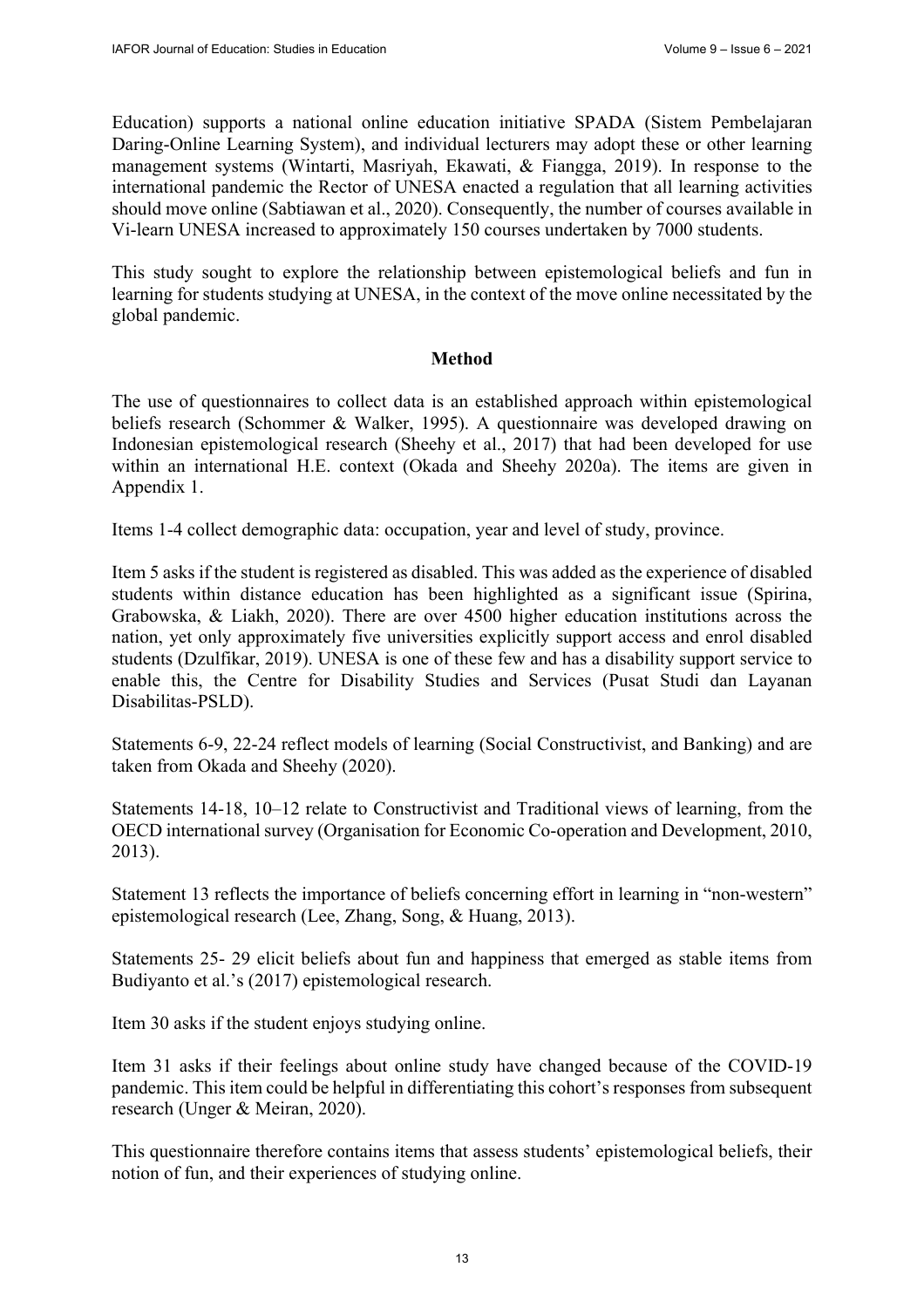Education) supports a national online education initiative SPADA (Sistem Pembelajaran Daring-Online Learning System), and individual lecturers may adopt these or other learning management systems (Wintarti, Masriyah, Ekawati, & Fiangga, 2019). In response to the international pandemic the Rector of UNESA enacted a regulation that all learning activities should move online (Sabtiawan et al., 2020). Consequently, the number of courses available in Vi-learn UNESA increased to approximately 150 courses undertaken by 7000 students.

This study sought to explore the relationship between epistemological beliefs and fun in learning for students studying at UNESA, in the context of the move online necessitated by the global pandemic.

## Method

The use of questionnaires to collect data is an established approach within epistemological beliefs research (Schommer & Walker, 1995). A questionnaire was developed drawing on Indonesian epistemological research (Sheehy et al., 2017) that had been developed for use within an international H.E. context (Okada and Sheehy 2020a). The items are given in Appendix 1.

Items 1-4 collect demographic data: occupation, year and level of study, province.

Item 5 asks if the student is registered as disabled. This was added as the experience of disabled students within distance education has been highlighted as a significant issue (Spirina, Grabowska, & Liakh, 2020). There are over 4500 higher education institutions across the nation, yet only approximately five universities explicitly support access and enrol disabled students (Dzulfikar, 2019). UNESA is one of these few and has a disability support service to enable this, the Centre for Disability Studies and Services (Pusat Studi dan Layanan Disabilitas-PSLD).

Statements 6-9, 22-24 reflect models of learning (Social Constructivist, and Banking) and are taken from Okada and Sheehy (2020).

Statements 14-18, 10–12 relate to Constructivist and Traditional views of learning, from the OECD international survey (Organisation for Economic Co-operation and Development, 2010, 2013).

Statement 13 reflects the importance of beliefs concerning effort in learning in "non-western" epistemological research (Lee, Zhang, Song, & Huang, 2013).

Statements 25- 29 elicit beliefs about fun and happiness that emerged as stable items from Budiyanto et al.'s (2017) epistemological research.

Item 30 asks if the student enjoys studying online.

Item 31 asks if their feelings about online study have changed because of the COVID-19 pandemic. This item could be helpful in differentiating this cohort's responses from subsequent research (Unger & Meiran, 2020).

This questionnaire therefore contains items that assess students' epistemological beliefs, their notion of fun, and their experiences of studying online.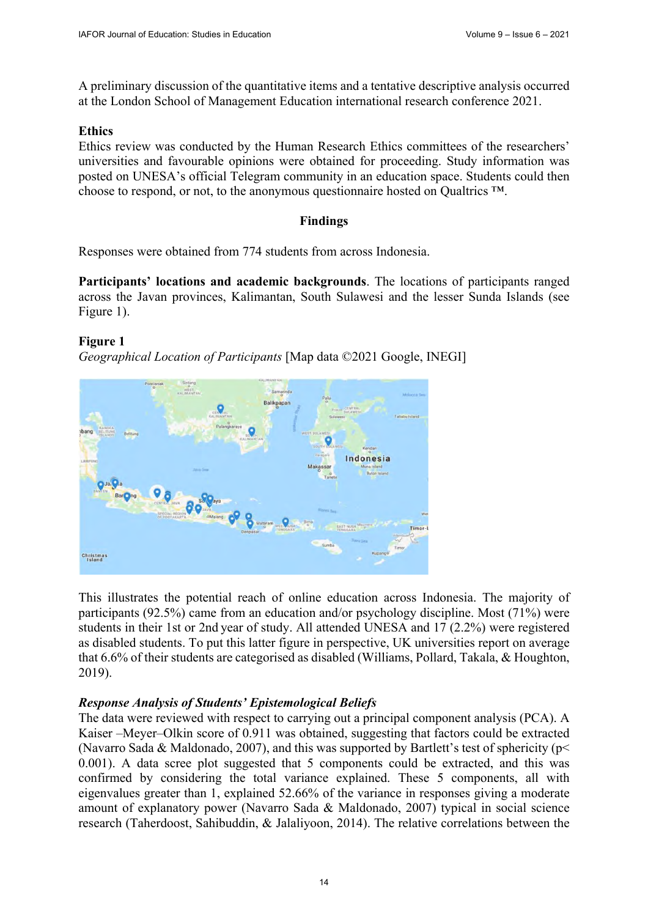A preliminary discussion of the quantitative items and a tentative descriptive analysis occurred at the London School of Management Education international research conference 2021.

**Ethics**

Ethics review was conducted by the Human Research Ethics committees of the researchers' universities and favourable opinions were obtained for proceeding. Study information was posted on UNESA's official Telegram community in an education space. Students could then choose to respond, or not, to the anonymous questionnaire hosted on Qualtrics ™.

## Findings

Responses were obtained from 774 students from across Indonesia.

**Participants' locations and academic backgrounds**. The locations of participants ranged across the Javan provinces, Kalimantan, South Sulawesi and the lesser Sunda Islands (see Figure 1).

**Figure 1**

*Geographical Location of Participants* [Map data ©2021 Google, INEGI]

This illustrates the potential reach of online education across Indonesia. The majority of participants (92.5%) came from an education and/or psychology discipline. Most (71%) were students in their 1st or 2nd year of study. All attended UNESA and 17 (2.2%) were registered as disabled students. To put this latter figure in perspective, UK universities report on average that 6.6% of their students are categorised as disabled (Williams, Pollard, Takala, & Houghton, 2019).

***Response Analysis of Students' Epistemological Beliefs***

The data were reviewed with respect to carrying out a principal component analysis (PCA). A Kaiser –Meyer–Olkin score of 0.911 was obtained, suggesting that factors could be extracted (Navarro Sada & Maldonado, 2007), and this was supported by Bartlett's test of sphericity ($p < 0.001$). A data scree plot suggested that 5 components could be extracted, and this was confirmed by considering the total variance explained. These 5 components, all with eigenvalues greater than 1, explained 52.66% of the variance in responses giving a moderate amount of explanatory power (Navarro Sada & Maldonado, 2007) typical in social science research (Taherdoost, Sahibuddin, & Jalaliyoon, 2014). The relative correlations between the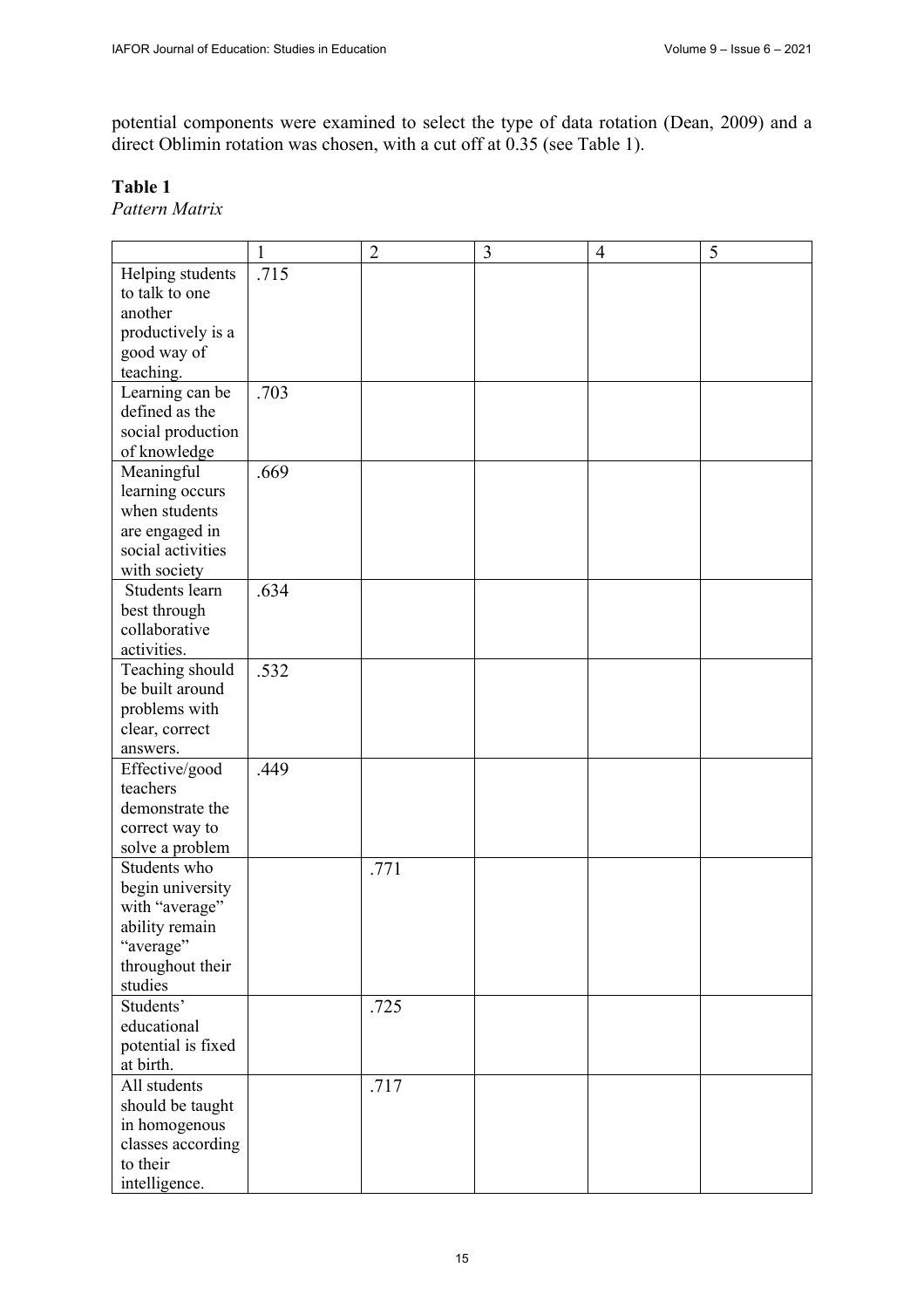potential components were examined to select the type of data rotation (Dean, 2009) and a direct Oblimin rotation was chosen, with a cut off at 0.35 (see Table 1).

**Table 1**

*Pattern Matrix*

| | 1 | 2 | 3 | 4 | 5 |
|---|---|---|---|---|---|
| Helping students to talk to one another productively is a good way of teaching. | .715 | | | | |
| Learning can be defined as the social production of knowledge | .703 | | | | |
| Meaningful learning occurs when students are engaged in social activities with society | .669 | | | | |
| Students learn best through collaborative activities. | .634 | | | | |
| Teaching should be built around problems with clear, correct answers. | .532 | | | | |
| Effective/good teachers demonstrate the correct way to solve a problem | .449 | | | | |
| Students who begin university with "average" ability remain "average" throughout their studies | | .771 | | | |
| Students' educational potential is fixed at birth. | | .725 | | | |
| All students should be taught in homogenous classes according to their intelligence. | | .717 | | | |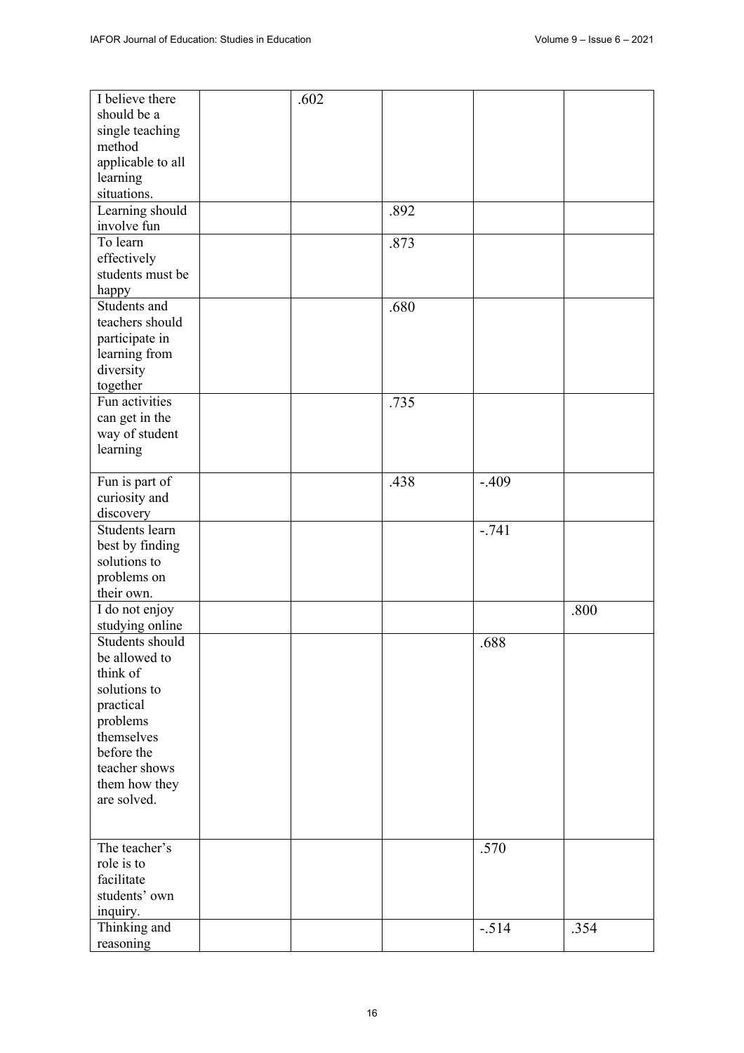| | | | | | |
|---|---|---|---|---|---|
| I believe there should be a single teaching method applicable to all learning situations. | | .602 | | | |
| Learning should involve fun | | | .892 | | |
| To learn effectively students must be happy | | | .873 | | |
| Students and teachers should participate in learning from diversity together | | | .680 | | |
| Fun activities can get in the way of student learning | | | .735 | | |
| Fun is part of curiosity and discovery | | | .438 | -.409 | |
| Students learn best by finding solutions to problems on their own. | | | | -.741 | |
| I do not enjoy studying online | | | | | .800 |
| Students should be allowed to think of solutions to practical problems themselves before the teacher shows them how they are solved. | | | | .688 | |
| The teacher's role is to facilitate students' own inquiry. | | | | .570 | |
| Thinking and reasoning | | | | -.514 | .354 |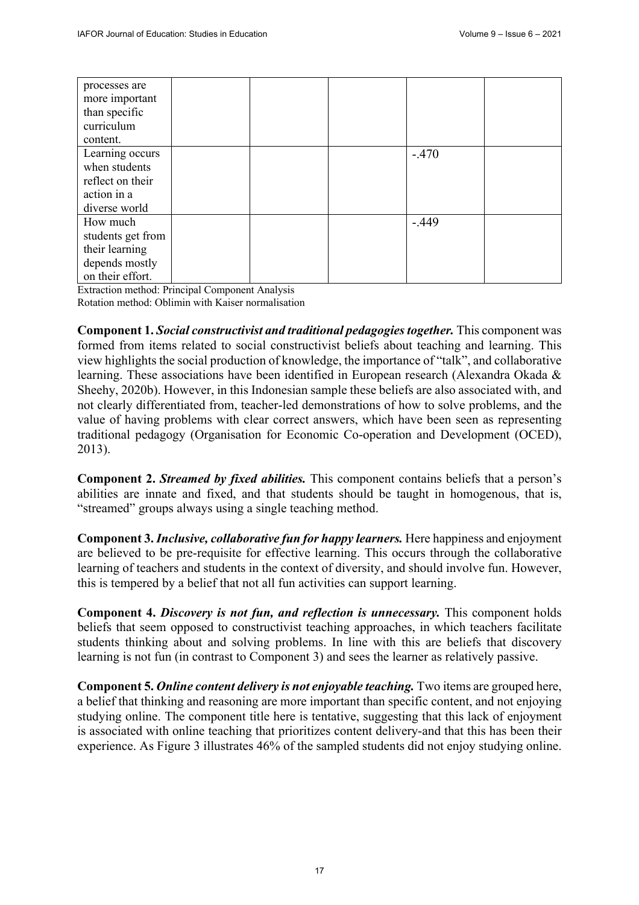| | | | | | |
|---|---|---|---|---|---|
| processes are more important than specific curriculum content. | | | | | |
| Learning occurs when students reflect on their action in a diverse world | | | | -.470 | |
| How much students get from their learning depends mostly on their effort. | | | | -.449 | |

Extraction method: Principal Component Analysis
Rotation method: Oblimin with Kaiser normalisation

**Component 1.** ***Social constructivist and traditional pedagogies together.*** This component was formed from items related to social constructivist beliefs about teaching and learning. This view highlights the social production of knowledge, the importance of "talk", and collaborative learning. These associations have been identified in European research (Alexandra Okada & Sheehy, 2020b). However, in this Indonesian sample these beliefs are also associated with, and not clearly differentiated from, teacher-led demonstrations of how to solve problems, and the value of having problems with clear correct answers, which have been seen as representing traditional pedagogy (Organisation for Economic Co-operation and Development (OCED), 2013).

**Component 2.** ***Streamed by fixed abilities.*** This component contains beliefs that a person's abilities are innate and fixed, and that students should be taught in homogenous, that is, "streamed" groups always using a single teaching method.

**Component 3.** ***Inclusive, collaborative fun for happy learners.*** Here happiness and enjoyment are believed to be pre-requisite for effective learning. This occurs through the collaborative learning of teachers and students in the context of diversity, and should involve fun. However, this is tempered by a belief that not all fun activities can support learning.

**Component 4.** ***Discovery is not fun, and reflection is unnecessary.*** This component holds beliefs that seem opposed to constructivist teaching approaches, in which teachers facilitate students thinking about and solving problems. In line with this are beliefs that discovery learning is not fun (in contrast to Component 3) and sees the learner as relatively passive.

**Component 5.** ***Online content delivery is not enjoyable teaching.*** Two items are grouped here, a belief that thinking and reasoning are more important than specific content, and not enjoying studying online. The component title here is tentative, suggesting that this lack of enjoyment is associated with online teaching that prioritizes content delivery-and that this has been their experience. As Figure 3 illustrates 46% of the sampled students did not enjoy studying online.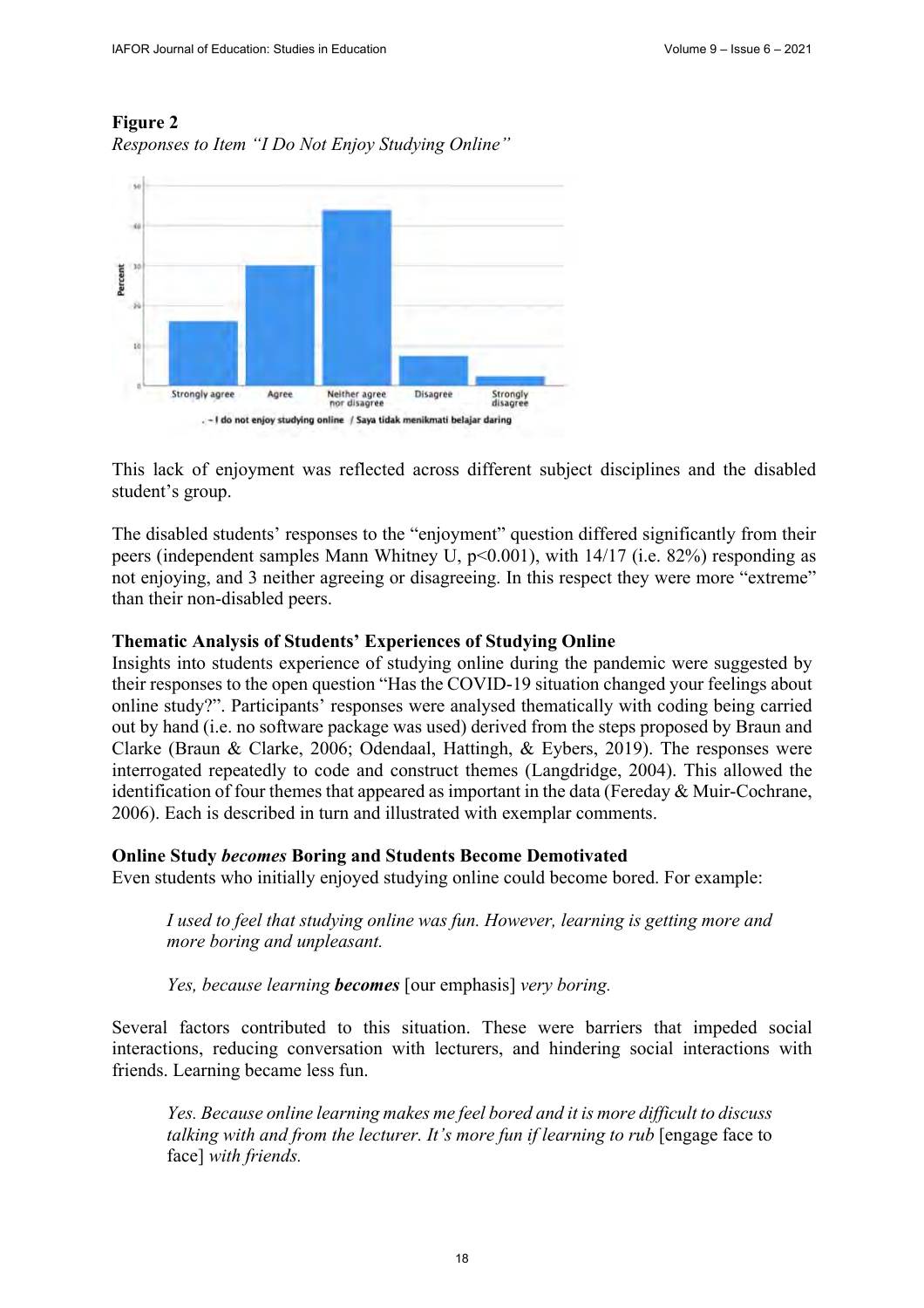**Figure 2**
*Responses to Item "I Do Not Enjoy Studying Online"*

This lack of enjoyment was reflected across different subject disciplines and the disabled student's group.

The disabled students' responses to the "enjoyment" question differed significantly from their peers (independent samples Mann Whitney U, $p<0.001$), with 14/17 (i.e. 82%) responding as not enjoying, and 3 neither agreeing or disagreeing. In this respect they were more "extreme" than their non-disabled peers.

### Thematic Analysis of Students' Experiences of Studying Online

Insights into students experience of studying online during the pandemic were suggested by their responses to the open question "Has the COVID-19 situation changed your feelings about online study?". Participants' responses were analysed thematically with coding being carried out by hand (i.e. no software package was used) derived from the steps proposed by Braun and Clarke (Braun & Clarke, 2006; Odendaal, Hattingh, & Eybers, 2019). The responses were interrogated repeatedly to code and construct themes (Langdridge, 2004). This allowed the identification of four themes that appeared as important in the data (Fereday & Muir-Cochrane, 2006). Each is described in turn and illustrated with exemplar comments.

### Online Study *becomes* Boring and Students Become Demotivated

Even students who initially enjoyed studying online could become bored. For example:

> *I used to feel that studying online was fun. However, learning is getting more and more boring and unpleasant.*

> *Yes, because learning* ***becomes*** [our emphasis] *very boring.*

Several factors contributed to this situation. These were barriers that impeded social interactions, reducing conversation with lecturers, and hindering social interactions with friends. Learning became less fun.

> *Yes. Because online learning makes me feel bored and it is more difficult to discuss talking with and from the lecturer. It's more fun if learning to rub* [engage face to face] *with friends.*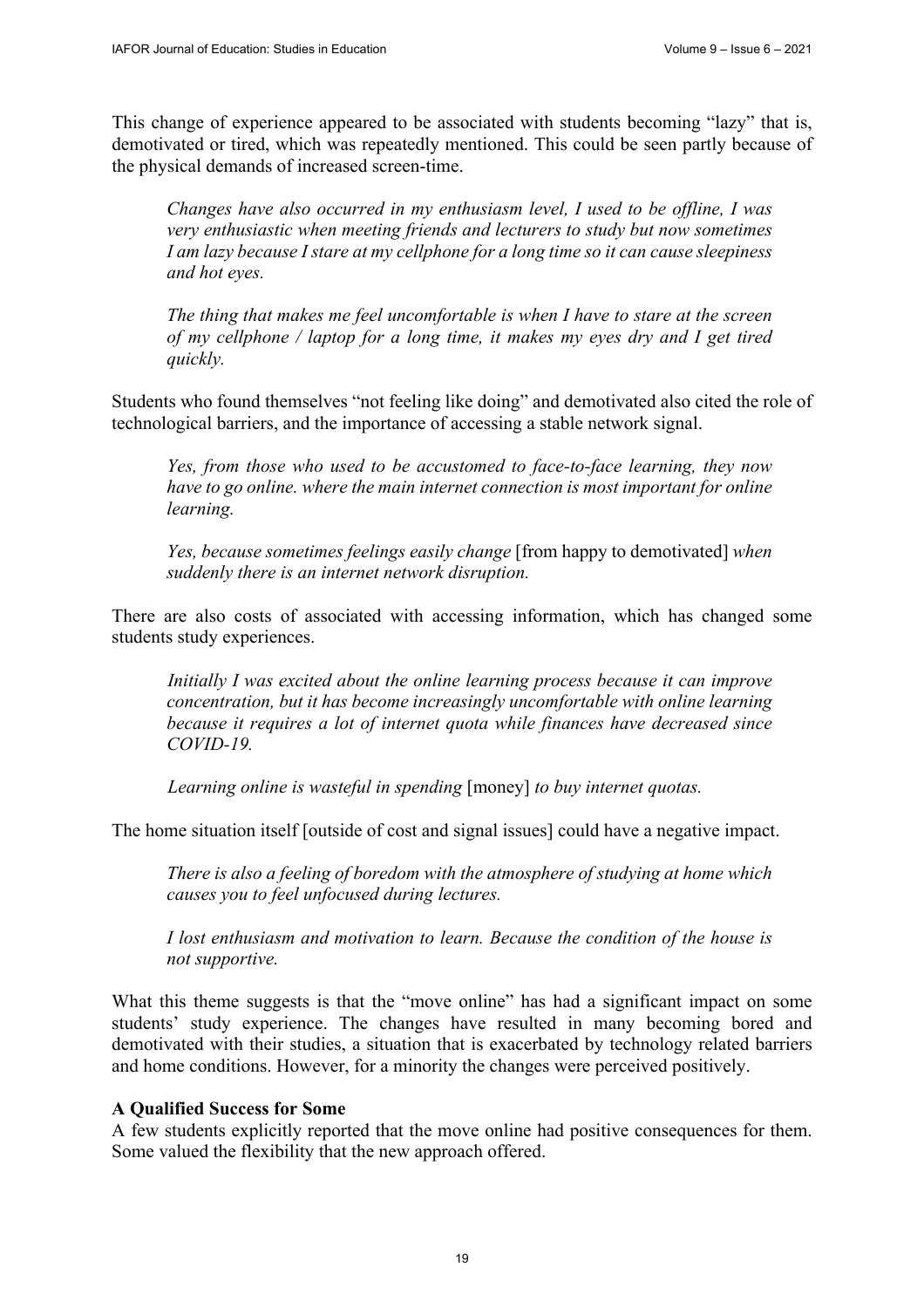This change of experience appeared to be associated with students becoming "lazy" that is, demotivated or tired, which was repeatedly mentioned. This could be seen partly because of the physical demands of increased screen-time.

> *Changes have also occurred in my enthusiasm level, I used to be offline, I was very enthusiastic when meeting friends and lecturers to study but now sometimes I am lazy because I stare at my cellphone for a long time so it can cause sleepiness and hot eyes.*

> *The thing that makes me feel uncomfortable is when I have to stare at the screen of my cellphone / laptop for a long time, it makes my eyes dry and I get tired quickly.*

Students who found themselves "not feeling like doing" and demotivated also cited the role of technological barriers, and the importance of accessing a stable network signal.

> *Yes, from those who used to be accustomed to face-to-face learning, they now have to go online. where the main internet connection is most important for online learning.*

> *Yes, because sometimes feelings easily change* [from happy to demotivated] *when suddenly there is an internet network disruption.*

There are also costs of associated with accessing information, which has changed some students study experiences.

> *Initially I was excited about the online learning process because it can improve concentration, but it has become increasingly uncomfortable with online learning because it requires a lot of internet quota while finances have decreased since COVID-19.*

> *Learning online is wasteful in spending* [money] *to buy internet quotas.*

The home situation itself [outside of cost and signal issues] could have a negative impact.

> *There is also a feeling of boredom with the atmosphere of studying at home which causes you to feel unfocused during lectures.*

> *I lost enthusiasm and motivation to learn. Because the condition of the house is not supportive.*

What this theme suggests is that the "move online" has had a significant impact on some students' study experience. The changes have resulted in many becoming bored and demotivated with their studies, a situation that is exacerbated by technology related barriers and home conditions. However, for a minority the changes were perceived positively.

**A Qualified Success for Some**

A few students explicitly reported that the move online had positive consequences for them. Some valued the flexibility that the new approach offered.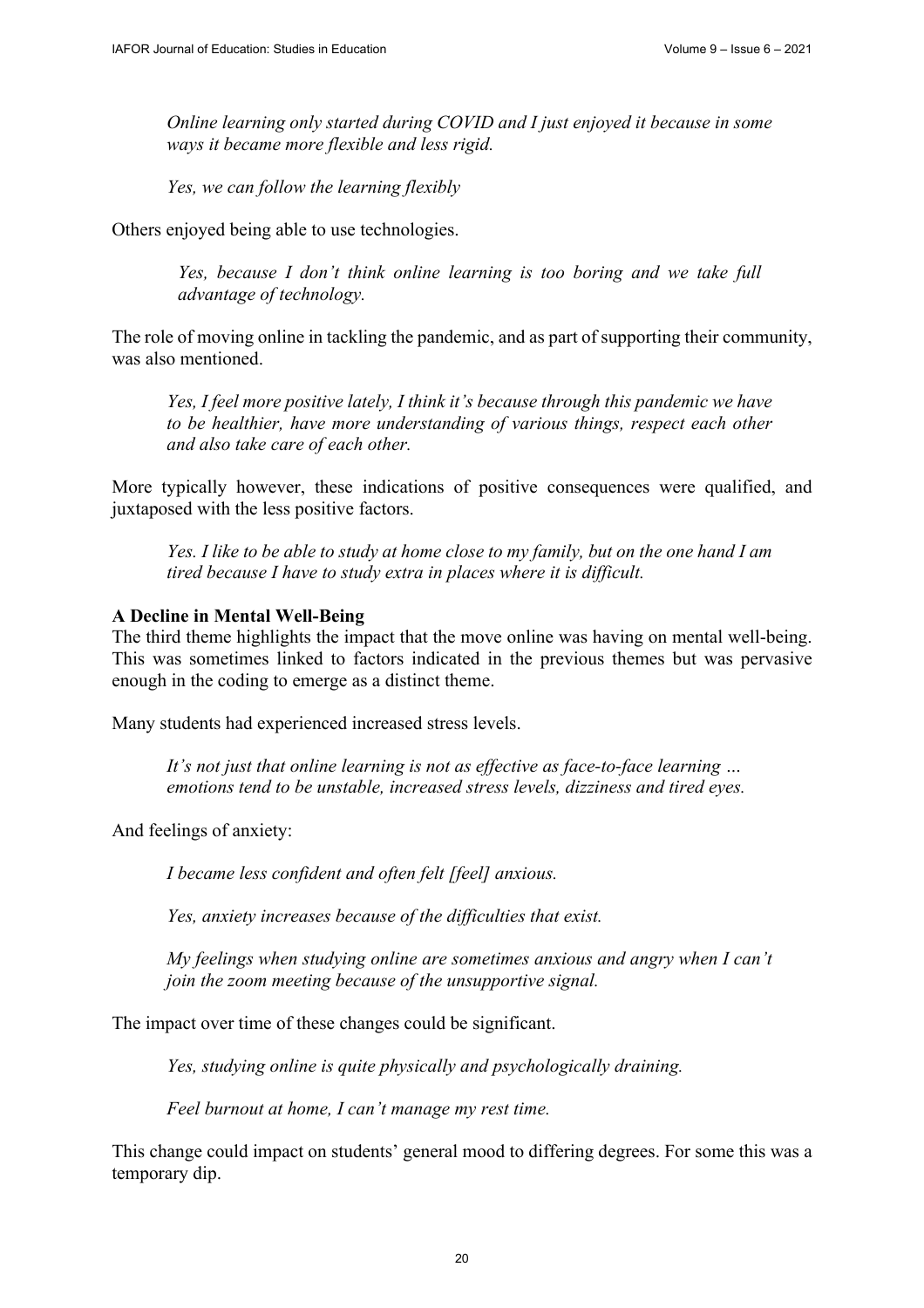*Online learning only started during COVID and I just enjoyed it because in some ways it became more flexible and less rigid.*

*Yes, we can follow the learning flexibly*

Others enjoyed being able to use technologies.

*Yes, because I don't think online learning is too boring and we take full advantage of technology.*

The role of moving online in tackling the pandemic, and as part of supporting their community, was also mentioned.

*Yes, I feel more positive lately, I think it's because through this pandemic we have to be healthier, have more understanding of various things, respect each other and also take care of each other.*

More typically however, these indications of positive consequences were qualified, and juxtaposed with the less positive factors.

*Yes. I like to be able to study at home close to my family, but on the one hand I am tired because I have to study extra in places where it is difficult.*

**A Decline in Mental Well-Being**

The third theme highlights the impact that the move online was having on mental well-being. This was sometimes linked to factors indicated in the previous themes but was pervasive enough in the coding to emerge as a distinct theme.

Many students had experienced increased stress levels.

*It's not just that online learning is not as effective as face-to-face learning … emotions tend to be unstable, increased stress levels, dizziness and tired eyes.*

And feelings of anxiety:

*I became less confident and often felt [feel] anxious.*

*Yes, anxiety increases because of the difficulties that exist.*

*My feelings when studying online are sometimes anxious and angry when I can't join the zoom meeting because of the unsupportive signal.*

The impact over time of these changes could be significant.

*Yes, studying online is quite physically and psychologically draining.*

*Feel burnout at home, I can't manage my rest time.*

This change could impact on students' general mood to differing degrees. For some this was a temporary dip.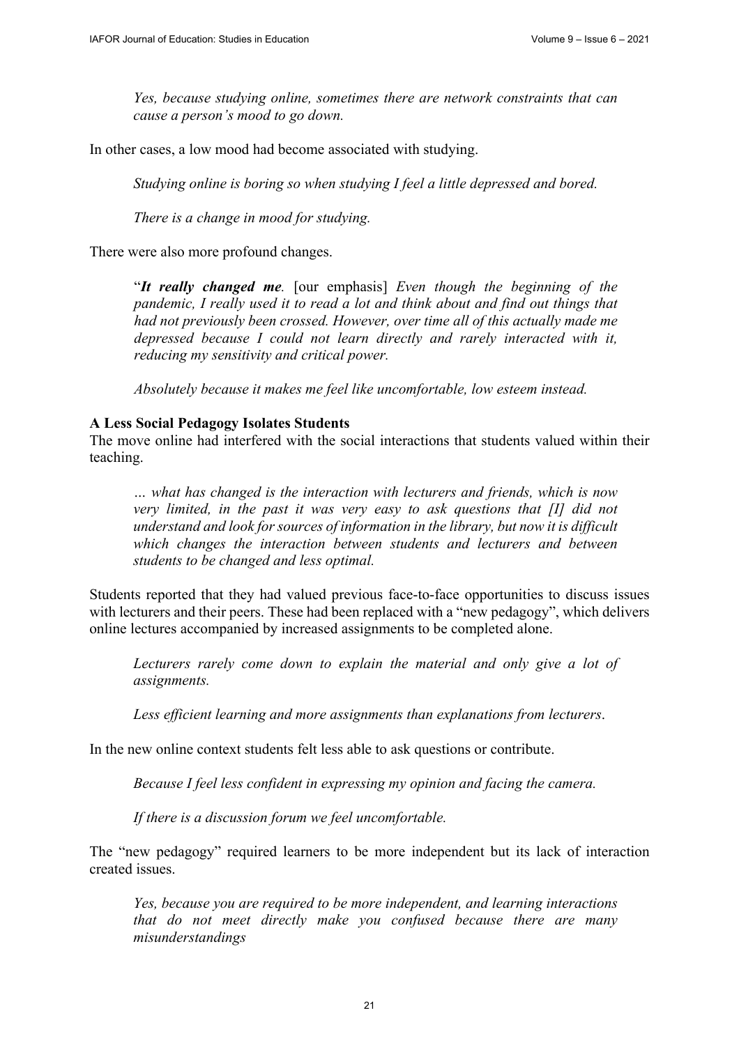*Yes, because studying online, sometimes there are network constraints that can cause a person's mood to go down.*

In other cases, a low mood had become associated with studying.

*Studying online is boring so when studying I feel a little depressed and bored.*

*There is a change in mood for studying.*

There were also more profound changes.

"***It really changed me****.* [our emphasis] *Even though the beginning of the pandemic, I really used it to read a lot and think about and find out things that had not previously been crossed. However, over time all of this actually made me depressed because I could not learn directly and rarely interacted with it, reducing my sensitivity and critical power.*

*Absolutely because it makes me feel like uncomfortable, low esteem instead.*

**A Less Social Pedagogy Isolates Students**

The move online had interfered with the social interactions that students valued within their teaching.

*… what has changed is the interaction with lecturers and friends, which is now very limited, in the past it was very easy to ask questions that [I] did not understand and look for sources of information in the library, but now it is difficult which changes the interaction between students and lecturers and between students to be changed and less optimal.*

Students reported that they had valued previous face-to-face opportunities to discuss issues with lecturers and their peers. These had been replaced with a "new pedagogy", which delivers online lectures accompanied by increased assignments to be completed alone.

*Lecturers rarely come down to explain the material and only give a lot of assignments.*

*Less efficient learning and more assignments than explanations from lecturers*.

In the new online context students felt less able to ask questions or contribute.

*Because I feel less confident in expressing my opinion and facing the camera.*

*If there is a discussion forum we feel uncomfortable.*

The "new pedagogy" required learners to be more independent but its lack of interaction created issues.

*Yes, because you are required to be more independent, and learning interactions that do not meet directly make you confused because there are many misunderstandings*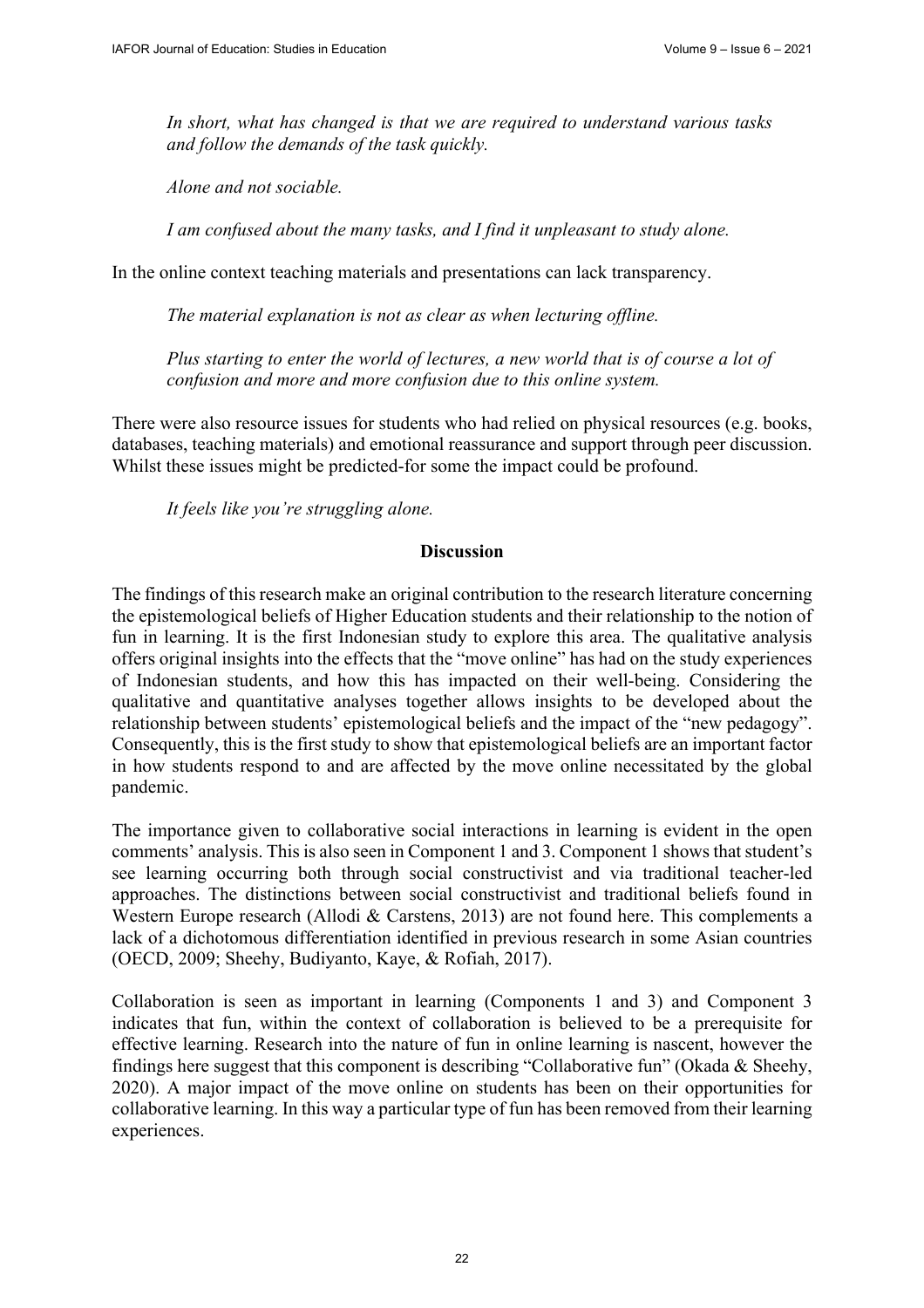*In short, what has changed is that we are required to understand various tasks and follow the demands of the task quickly.*

*Alone and not sociable.*

*I am confused about the many tasks, and I find it unpleasant to study alone.*

In the online context teaching materials and presentations can lack transparency.

*The material explanation is not as clear as when lecturing offline.*

*Plus starting to enter the world of lectures, a new world that is of course a lot of confusion and more and more confusion due to this online system.*

There were also resource issues for students who had relied on physical resources (e.g. books, databases, teaching materials) and emotional reassurance and support through peer discussion. Whilst these issues might be predicted-for some the impact could be profound.

*It feels like you're struggling alone.*

## Discussion

The findings of this research make an original contribution to the research literature concerning the epistemological beliefs of Higher Education students and their relationship to the notion of fun in learning. It is the first Indonesian study to explore this area. The qualitative analysis offers original insights into the effects that the "move online" has had on the study experiences of Indonesian students, and how this has impacted on their well-being. Considering the qualitative and quantitative analyses together allows insights to be developed about the relationship between students' epistemological beliefs and the impact of the "new pedagogy". Consequently, this is the first study to show that epistemological beliefs are an important factor in how students respond to and are affected by the move online necessitated by the global pandemic.

The importance given to collaborative social interactions in learning is evident in the open comments' analysis. This is also seen in Component 1 and 3. Component 1 shows that student's see learning occurring both through social constructivist and via traditional teacher-led approaches. The distinctions between social constructivist and traditional beliefs found in Western Europe research (Allodi & Carstens, 2013) are not found here. This complements a lack of a dichotomous differentiation identified in previous research in some Asian countries (OECD, 2009; Sheehy, Budiyanto, Kaye, & Rofiah, 2017).

Collaboration is seen as important in learning (Components 1 and 3) and Component 3 indicates that fun, within the context of collaboration is believed to be a prerequisite for effective learning. Research into the nature of fun in online learning is nascent, however the findings here suggest that this component is describing "Collaborative fun" (Okada & Sheehy, 2020). A major impact of the move online on students has been on their opportunities for collaborative learning. In this way a particular type of fun has been removed from their learning experiences.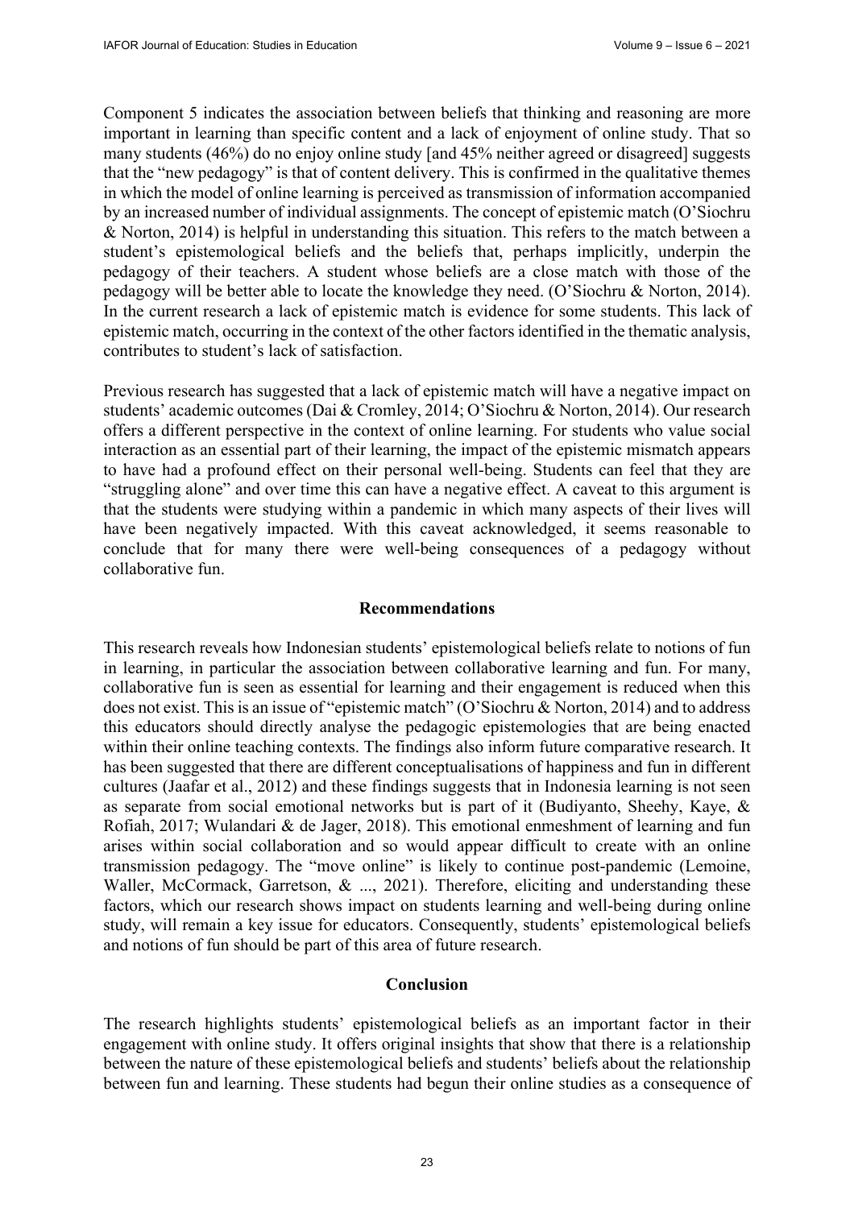Component 5 indicates the association between beliefs that thinking and reasoning are more important in learning than specific content and a lack of enjoyment of online study. That so many students (46%) do no enjoy online study [and 45% neither agreed or disagreed] suggests that the "new pedagogy" is that of content delivery. This is confirmed in the qualitative themes in which the model of online learning is perceived as transmission of information accompanied by an increased number of individual assignments. The concept of epistemic match (O'Siochru & Norton, 2014) is helpful in understanding this situation. This refers to the match between a student's epistemological beliefs and the beliefs that, perhaps implicitly, underpin the pedagogy of their teachers. A student whose beliefs are a close match with those of the pedagogy will be better able to locate the knowledge they need. (O'Siochru & Norton, 2014). In the current research a lack of epistemic match is evidence for some students. This lack of epistemic match, occurring in the context of the other factors identified in the thematic analysis, contributes to student's lack of satisfaction.

Previous research has suggested that a lack of epistemic match will have a negative impact on students' academic outcomes (Dai & Cromley, 2014; O'Siochru & Norton, 2014). Our research offers a different perspective in the context of online learning. For students who value social interaction as an essential part of their learning, the impact of the epistemic mismatch appears to have had a profound effect on their personal well-being. Students can feel that they are "struggling alone" and over time this can have a negative effect. A caveat to this argument is that the students were studying within a pandemic in which many aspects of their lives will have been negatively impacted. With this caveat acknowledged, it seems reasonable to conclude that for many there were well-being consequences of a pedagogy without collaborative fun.

## Recommendations

This research reveals how Indonesian students' epistemological beliefs relate to notions of fun in learning, in particular the association between collaborative learning and fun. For many, collaborative fun is seen as essential for learning and their engagement is reduced when this does not exist. This is an issue of "epistemic match" (O'Siochru & Norton, 2014) and to address this educators should directly analyse the pedagogic epistemologies that are being enacted within their online teaching contexts. The findings also inform future comparative research. It has been suggested that there are different conceptualisations of happiness and fun in different cultures (Jaafar et al., 2012) and these findings suggests that in Indonesia learning is not seen as separate from social emotional networks but is part of it (Budiyanto, Sheehy, Kaye, & Rofiah, 2017; Wulandari & de Jager, 2018). This emotional enmeshment of learning and fun arises within social collaboration and so would appear difficult to create with an online transmission pedagogy. The "move online" is likely to continue post-pandemic (Lemoine, Waller, McCormack, Garretson, & ..., 2021). Therefore, eliciting and understanding these factors, which our research shows impact on students learning and well-being during online study, will remain a key issue for educators. Consequently, students' epistemological beliefs and notions of fun should be part of this area of future research.

## Conclusion

The research highlights students' epistemological beliefs as an important factor in their engagement with online study. It offers original insights that show that there is a relationship between the nature of these epistemological beliefs and students' beliefs about the relationship between fun and learning. These students had begun their online studies as a consequence of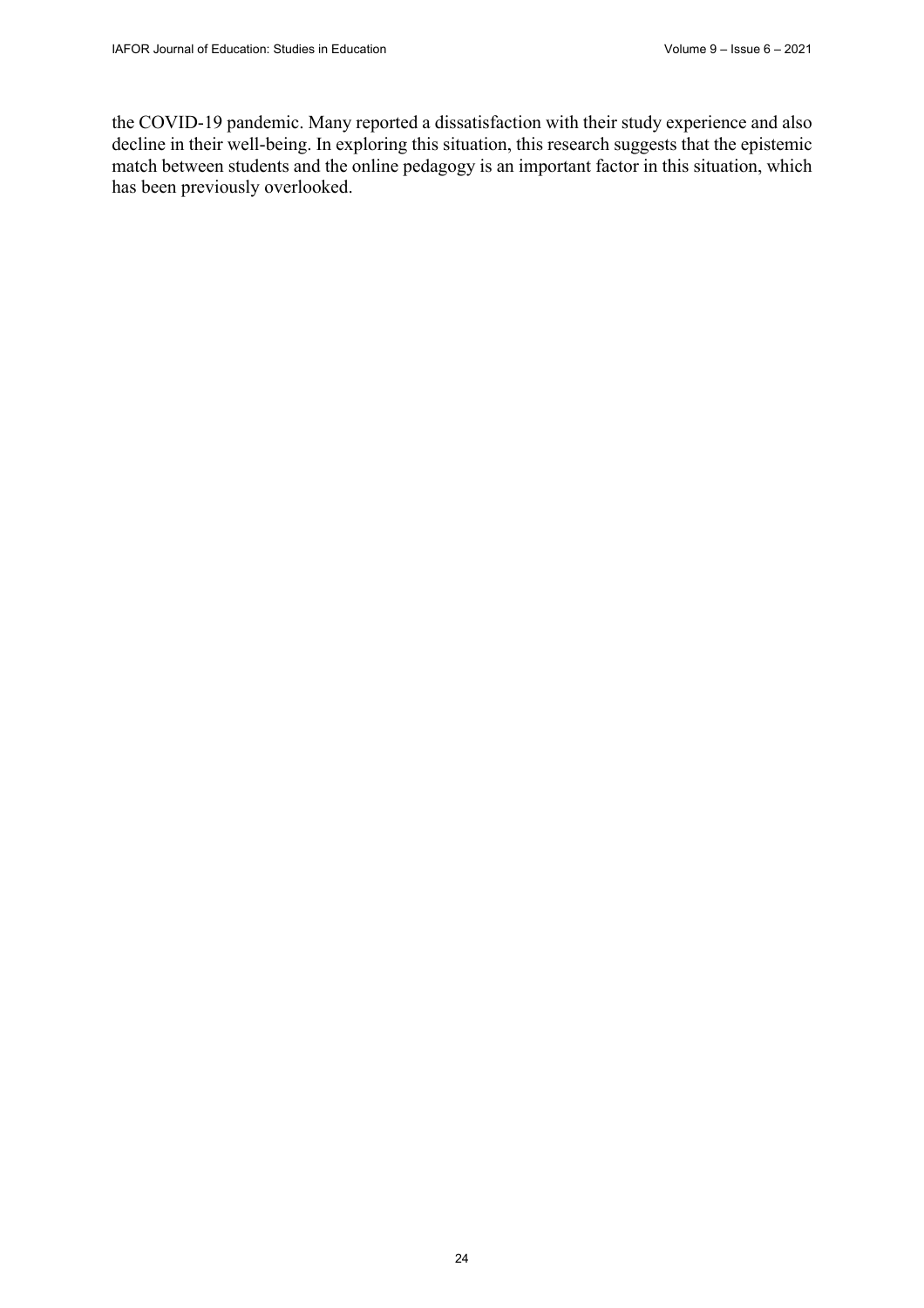the COVID-19 pandemic. Many reported a dissatisfaction with their study experience and also decline in their well-being. In exploring this situation, this research suggests that the epistemic match between students and the online pedagogy is an important factor in this situation, which has been previously overlooked.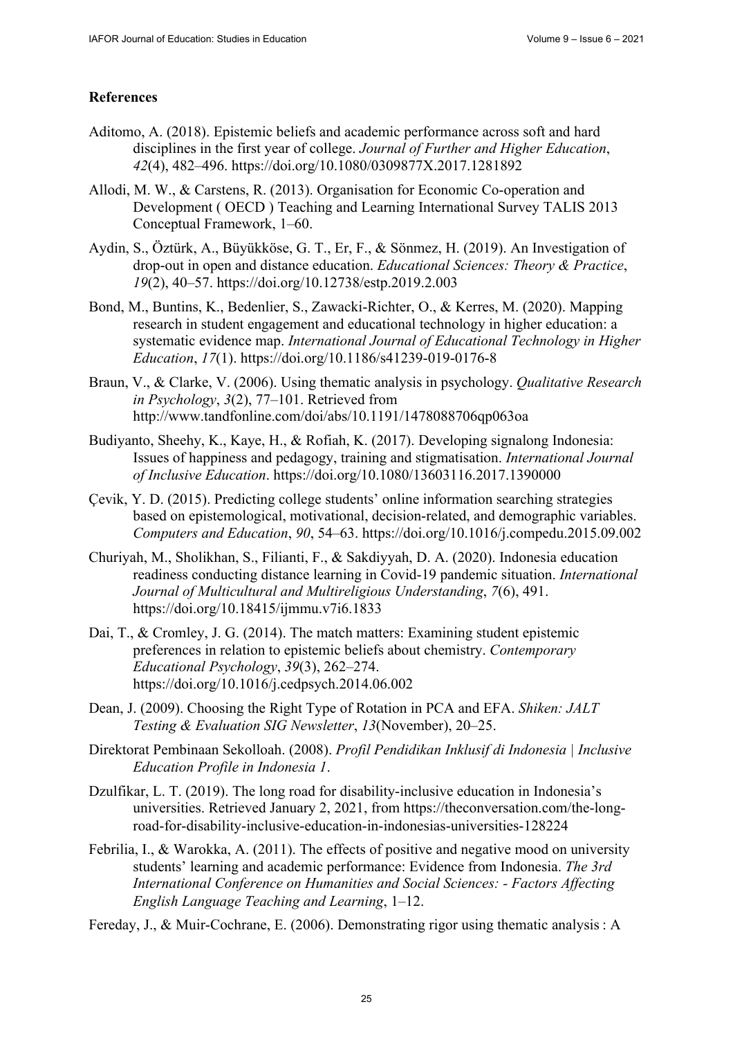## References

Aditomo, A. (2018). Epistemic beliefs and academic performance across soft and hard disciplines in the first year of college. *Journal of Further and Higher Education*, *42*(4), 482–496. https://doi.org/10.1080/0309877X.2017.1281892

Allodi, M. W., & Carstens, R. (2013). Organisation for Economic Co-operation and Development ( OECD ) Teaching and Learning International Survey TALIS 2013 Conceptual Framework, 1–60.

Aydin, S., Öztürk, A., Büyükköse, G. T., Er, F., & Sönmez, H. (2019). An Investigation of drop-out in open and distance education. *Educational Sciences: Theory & Practice*, *19*(2), 40–57. https://doi.org/10.12738/estp.2019.2.003

Bond, M., Buntins, K., Bedenlier, S., Zawacki-Richter, O., & Kerres, M. (2020). Mapping research in student engagement and educational technology in higher education: a systematic evidence map. *International Journal of Educational Technology in Higher Education*, *17*(1). https://doi.org/10.1186/s41239-019-0176-8

Braun, V., & Clarke, V. (2006). Using thematic analysis in psychology. *Qualitative Research in Psychology*, *3*(2), 77–101. Retrieved from http://www.tandfonline.com/doi/abs/10.1191/1478088706qp063oa

Budiyanto, Sheehy, K., Kaye, H., & Rofiah, K. (2017). Developing signalong Indonesia: Issues of happiness and pedagogy, training and stigmatisation. *International Journal of Inclusive Education*. https://doi.org/10.1080/13603116.2017.1390000

Çevik, Y. D. (2015). Predicting college students' online information searching strategies based on epistemological, motivational, decision-related, and demographic variables. *Computers and Education*, *90*, 54–63. https://doi.org/10.1016/j.compedu.2015.09.002

Churiyah, M., Sholikhan, S., Filianti, F., & Sakdiyyah, D. A. (2020). Indonesia education readiness conducting distance learning in Covid-19 pandemic situation. *International Journal of Multicultural and Multireligious Understanding*, *7*(6), 491. https://doi.org/10.18415/ijmmu.v7i6.1833

Dai, T., & Cromley, J. G. (2014). The match matters: Examining student epistemic preferences in relation to epistemic beliefs about chemistry. *Contemporary Educational Psychology*, *39*(3), 262–274. https://doi.org/10.1016/j.cedpsych.2014.06.002

Dean, J. (2009). Choosing the Right Type of Rotation in PCA and EFA. *Shiken: JALT Testing & Evaluation SIG Newsletter*, *13*(November), 20–25.

Direktorat Pembinaan Sekolloah. (2008). *Profil Pendidikan Inklusif di Indonesia | Inclusive Education Profile in Indonesia 1*.

Dzulfikar, L. T. (2019). The long road for disability-inclusive education in Indonesia's universities. Retrieved January 2, 2021, from https://theconversation.com/the-long-road-for-disability-inclusive-education-in-indonesias-universities-128224

Febrilia, I., & Warokka, A. (2011). The effects of positive and negative mood on university students' learning and academic performance: Evidence from Indonesia. *The 3rd International Conference on Humanities and Social Sciences: - Factors Affecting English Language Teaching and Learning*, 1–12.

Fereday, J., & Muir-Cochrane, E. (2006). Demonstrating rigor using thematic analysis : A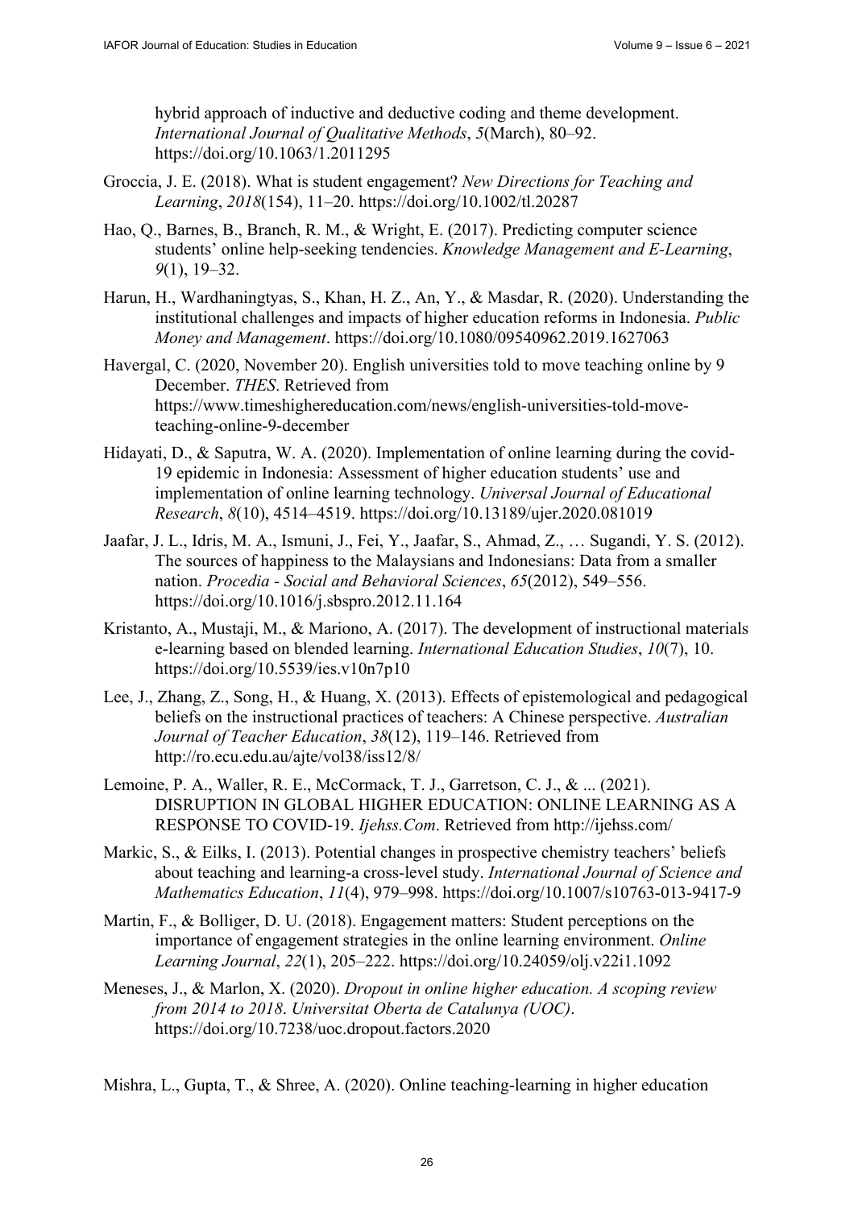hybrid approach of inductive and deductive coding and theme development. *International Journal of Qualitative Methods*, *5*(March), 80–92. https://doi.org/10.1063/1.2011295

Groccia, J. E. (2018). What is student engagement? *New Directions for Teaching and Learning*, *2018*(154), 11–20. https://doi.org/10.1002/tl.20287

Hao, Q., Barnes, B., Branch, R. M., & Wright, E. (2017). Predicting computer science students' online help-seeking tendencies. *Knowledge Management and E-Learning*, *9*(1), 19–32.

Harun, H., Wardhaningtyas, S., Khan, H. Z., An, Y., & Masdar, R. (2020). Understanding the institutional challenges and impacts of higher education reforms in Indonesia. *Public Money and Management*. https://doi.org/10.1080/09540962.2019.1627063

Havergal, C. (2020, November 20). English universities told to move teaching online by 9 December. *THES*. Retrieved from https://www.timeshighereducation.com/news/english-universities-told-move-teaching-online-9-december

Hidayati, D., & Saputra, W. A. (2020). Implementation of online learning during the covid-19 epidemic in Indonesia: Assessment of higher education students' use and implementation of online learning technology. *Universal Journal of Educational Research*, *8*(10), 4514–4519. https://doi.org/10.13189/ujer.2020.081019

Jaafar, J. L., Idris, M. A., Ismuni, J., Fei, Y., Jaafar, S., Ahmad, Z., … Sugandi, Y. S. (2012). The sources of happiness to the Malaysians and Indonesians: Data from a smaller nation. *Procedia - Social and Behavioral Sciences*, *65*(2012), 549–556. https://doi.org/10.1016/j.sbspro.2012.11.164

Kristanto, A., Mustaji, M., & Mariono, A. (2017). The development of instructional materials e-learning based on blended learning. *International Education Studies*, *10*(7), 10. https://doi.org/10.5539/ies.v10n7p10

Lee, J., Zhang, Z., Song, H., & Huang, X. (2013). Effects of epistemological and pedagogical beliefs on the instructional practices of teachers: A Chinese perspective. *Australian Journal of Teacher Education*, *38*(12), 119–146. Retrieved from http://ro.ecu.edu.au/ajte/vol38/iss12/8/

Lemoine, P. A., Waller, R. E., McCormack, T. J., Garretson, C. J., & ... (2021). DISRUPTION IN GLOBAL HIGHER EDUCATION: ONLINE LEARNING AS A RESPONSE TO COVID-19. *Ijehss.Com*. Retrieved from http://ijehss.com/

Markic, S., & Eilks, I. (2013). Potential changes in prospective chemistry teachers' beliefs about teaching and learning-a cross-level study. *International Journal of Science and Mathematics Education*, *11*(4), 979–998. https://doi.org/10.1007/s10763-013-9417-9

Martin, F., & Bolliger, D. U. (2018). Engagement matters: Student perceptions on the importance of engagement strategies in the online learning environment. *Online Learning Journal*, *22*(1), 205–222. https://doi.org/10.24059/olj.v22i1.1092

Meneses, J., & Marlon, X. (2020). *Dropout in online higher education. A scoping review from 2014 to 2018*. *Universitat Oberta de Catalunya (UOC)*. https://doi.org/10.7238/uoc.dropout.factors.2020

Mishra, L., Gupta, T., & Shree, A. (2020). Online teaching-learning in higher education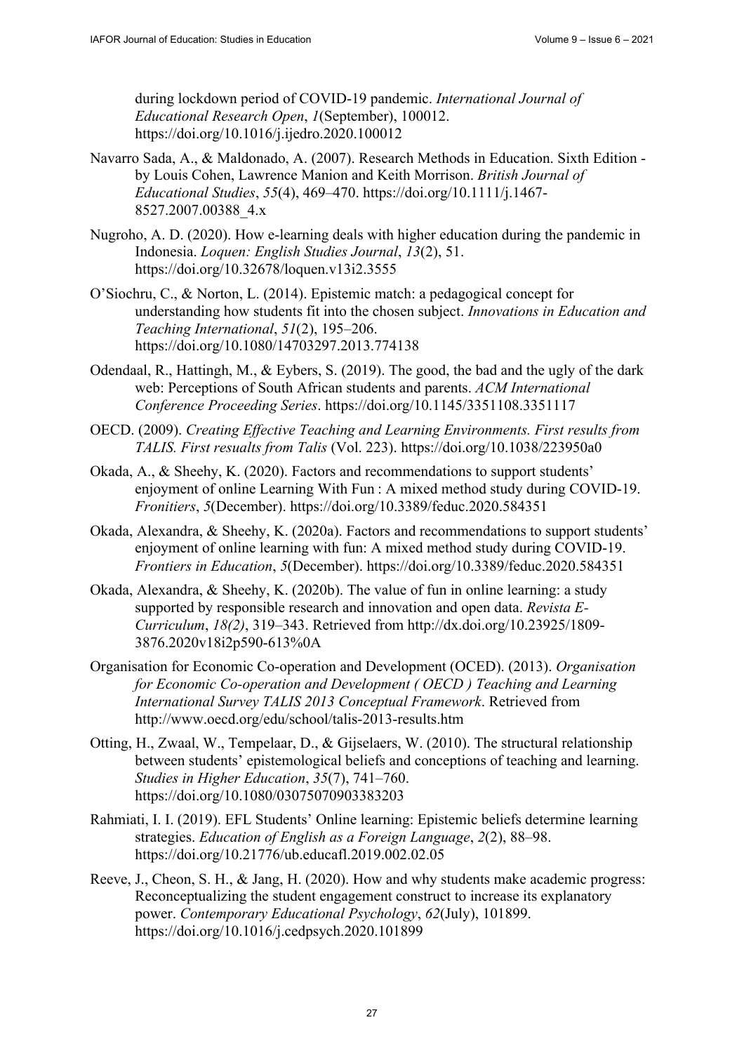during lockdown period of COVID-19 pandemic. *International Journal of Educational Research Open*, *1*(September), 100012. https://doi.org/10.1016/j.ijedro.2020.100012

Navarro Sada, A., & Maldonado, A. (2007). Research Methods in Education. Sixth Edition - by Louis Cohen, Lawrence Manion and Keith Morrison. *British Journal of Educational Studies*, *55*(4), 469–470. https://doi.org/10.1111/j.1467-8527.2007.00388_4.x

Nugroho, A. D. (2020). How e-learning deals with higher education during the pandemic in Indonesia. *Loquen: English Studies Journal*, *13*(2), 51. https://doi.org/10.32678/loquen.v13i2.3555

O'Siochru, C., & Norton, L. (2014). Epistemic match: a pedagogical concept for understanding how students fit into the chosen subject. *Innovations in Education and Teaching International*, *51*(2), 195–206. https://doi.org/10.1080/14703297.2013.774138

Odendaal, R., Hattingh, M., & Eybers, S. (2019). The good, the bad and the ugly of the dark web: Perceptions of South African students and parents. *ACM International Conference Proceeding Series*. https://doi.org/10.1145/3351108.3351117

OECD. (2009). *Creating Effective Teaching and Learning Environments. First results from TALIS. First resualts from Talis* (Vol. 223). https://doi.org/10.1038/223950a0

Okada, A., & Sheehy, K. (2020). Factors and recommendations to support students' enjoyment of online Learning With Fun : A mixed method study during COVID-19. *Fronitiers*, *5*(December). https://doi.org/10.3389/feduc.2020.584351

Okada, Alexandra, & Sheehy, K. (2020a). Factors and recommendations to support students' enjoyment of online learning with fun: A mixed method study during COVID-19. *Frontiers in Education*, *5*(December). https://doi.org/10.3389/feduc.2020.584351

Okada, Alexandra, & Sheehy, K. (2020b). The value of fun in online learning: a study supported by responsible research and innovation and open data. *Revista E-Curriculum*, *18(2)*, 319–343. Retrieved from http://dx.doi.org/10.23925/1809-3876.2020v18i2p590-613%0A

Organisation for Economic Co-operation and Development (OCED). (2013). *Organisation for Economic Co-operation and Development ( OECD ) Teaching and Learning International Survey TALIS 2013 Conceptual Framework*. Retrieved from http://www.oecd.org/edu/school/talis-2013-results.htm

Otting, H., Zwaal, W., Tempelaar, D., & Gijselaers, W. (2010). The structural relationship between students' epistemological beliefs and conceptions of teaching and learning. *Studies in Higher Education*, *35*(7), 741–760. https://doi.org/10.1080/03075070903383203

Rahmiati, I. I. (2019). EFL Students' Online learning: Epistemic beliefs determine learning strategies. *Education of English as a Foreign Language*, *2*(2), 88–98. https://doi.org/10.21776/ub.educafl.2019.002.02.05

Reeve, J., Cheon, S. H., & Jang, H. (2020). How and why students make academic progress: Reconceptualizing the student engagement construct to increase its explanatory power. *Contemporary Educational Psychology*, *62*(July), 101899. https://doi.org/10.1016/j.cedpsych.2020.101899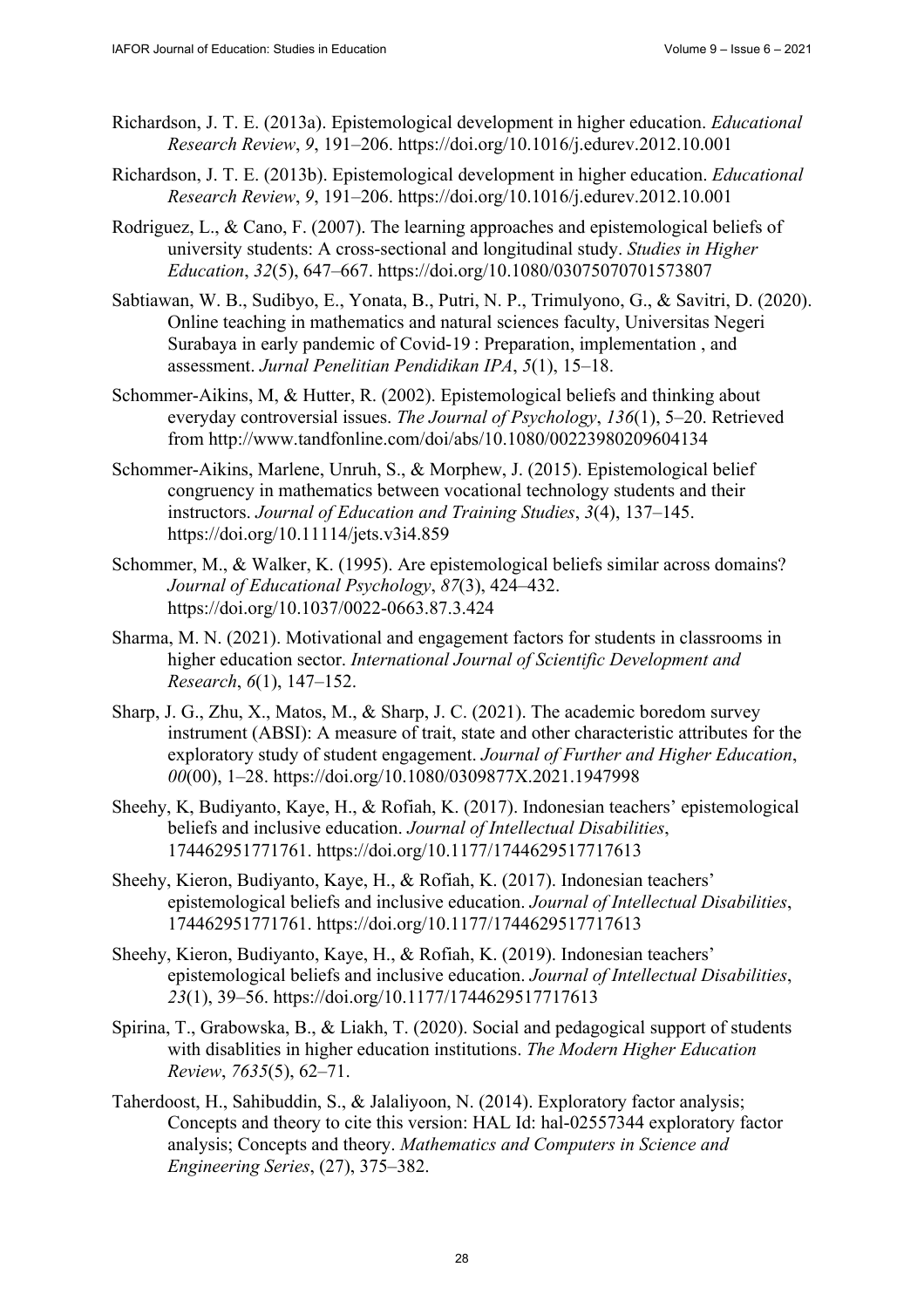Richardson, J. T. E. (2013a). Epistemological development in higher education. *Educational Research Review*, *9*, 191–206. https://doi.org/10.1016/j.edurev.2012.10.001

Richardson, J. T. E. (2013b). Epistemological development in higher education. *Educational Research Review*, *9*, 191–206. https://doi.org/10.1016/j.edurev.2012.10.001

Rodriguez, L., & Cano, F. (2007). The learning approaches and epistemological beliefs of university students: A cross-sectional and longitudinal study. *Studies in Higher Education*, *32*(5), 647–667. https://doi.org/10.1080/03075070701573807

Sabtiawan, W. B., Sudibyo, E., Yonata, B., Putri, N. P., Trimulyono, G., & Savitri, D. (2020). Online teaching in mathematics and natural sciences faculty, Universitas Negeri Surabaya in early pandemic of Covid-19 : Preparation, implementation , and assessment. *Jurnal Penelitian Pendidikan IPA*, *5*(1), 15–18.

Schommer-Aikins, M, & Hutter, R. (2002). Epistemological beliefs and thinking about everyday controversial issues. *The Journal of Psychology*, *136*(1), 5–20. Retrieved from http://www.tandfonline.com/doi/abs/10.1080/00223980209604134

Schommer-Aikins, Marlene, Unruh, S., & Morphew, J. (2015). Epistemological belief congruency in mathematics between vocational technology students and their instructors. *Journal of Education and Training Studies*, *3*(4), 137–145. https://doi.org/10.11114/jets.v3i4.859

Schommer, M., & Walker, K. (1995). Are epistemological beliefs similar across domains? *Journal of Educational Psychology*, *87*(3), 424–432. https://doi.org/10.1037/0022-0663.87.3.424

Sharma, M. N. (2021). Motivational and engagement factors for students in classrooms in higher education sector. *International Journal of Scientific Development and Research*, *6*(1), 147–152.

Sharp, J. G., Zhu, X., Matos, M., & Sharp, J. C. (2021). The academic boredom survey instrument (ABSI): A measure of trait, state and other characteristic attributes for the exploratory study of student engagement. *Journal of Further and Higher Education*, *00*(00), 1–28. https://doi.org/10.1080/0309877X.2021.1947998

Sheehy, K, Budiyanto, Kaye, H., & Rofiah, K. (2017). Indonesian teachers' epistemological beliefs and inclusive education. *Journal of Intellectual Disabilities*, 174462951771761. https://doi.org/10.1177/1744629517717613

Sheehy, Kieron, Budiyanto, Kaye, H., & Rofiah, K. (2017). Indonesian teachers' epistemological beliefs and inclusive education. *Journal of Intellectual Disabilities*, 174462951771761. https://doi.org/10.1177/1744629517717613

Sheehy, Kieron, Budiyanto, Kaye, H., & Rofiah, K. (2019). Indonesian teachers' epistemological beliefs and inclusive education. *Journal of Intellectual Disabilities*, *23*(1), 39–56. https://doi.org/10.1177/1744629517717613

Spirina, T., Grabowska, B., & Liakh, T. (2020). Social and pedagogical support of students with disablities in higher education institutions. *The Modern Higher Education Review*, *7635*(5), 62–71.

Taherdoost, H., Sahibuddin, S., & Jalaliyoon, N. (2014). Exploratory factor analysis; Concepts and theory to cite this version: HAL Id: hal-02557344 exploratory factor analysis; Concepts and theory. *Mathematics and Computers in Science and Engineering Series*, (27), 375–382.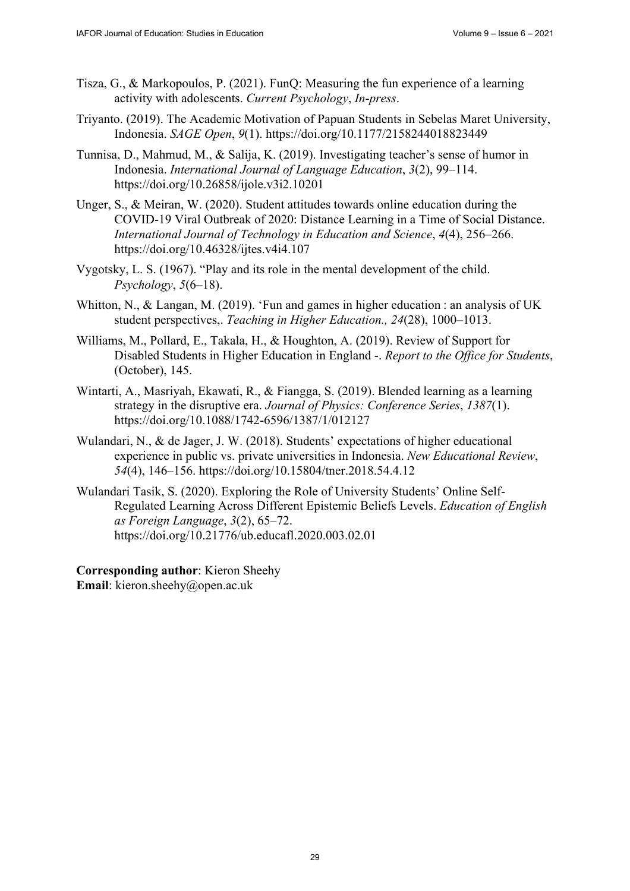Tisza, G., & Markopoulos, P. (2021). FunQ: Measuring the fun experience of a learning activity with adolescents. *Current Psychology*, *In-press*.

Triyanto. (2019). The Academic Motivation of Papuan Students in Sebelas Maret University, Indonesia. *SAGE Open*, *9*(1). https://doi.org/10.1177/2158244018823449

Tunnisa, D., Mahmud, M., & Salija, K. (2019). Investigating teacher's sense of humor in Indonesia. *International Journal of Language Education*, *3*(2), 99–114. https://doi.org/10.26858/ijole.v3i2.10201

Unger, S., & Meiran, W. (2020). Student attitudes towards online education during the COVID-19 Viral Outbreak of 2020: Distance Learning in a Time of Social Distance. *International Journal of Technology in Education and Science*, *4*(4), 256–266. https://doi.org/10.46328/ijtes.v4i4.107

Vygotsky, L. S. (1967). "Play and its role in the mental development of the child. *Psychology*, *5*(6–18).

Whitton, N., & Langan, M. (2019). 'Fun and games in higher education : an analysis of UK student perspectives,. *Teaching in Higher Education., 24*(28), 1000–1013.

Williams, M., Pollard, E., Takala, H., & Houghton, A. (2019). Review of Support for Disabled Students in Higher Education in England -. *Report to the Office for Students*, (October), 145.

Wintarti, A., Masriyah, Ekawati, R., & Fiangga, S. (2019). Blended learning as a learning strategy in the disruptive era. *Journal of Physics: Conference Series*, *1387*(1). https://doi.org/10.1088/1742-6596/1387/1/012127

Wulandari, N., & de Jager, J. W. (2018). Students' expectations of higher educational experience in public vs. private universities in Indonesia. *New Educational Review*, *54*(4), 146–156. https://doi.org/10.15804/tner.2018.54.4.12

Wulandari Tasik, S. (2020). Exploring the Role of University Students' Online Self-Regulated Learning Across Different Epistemic Beliefs Levels. *Education of English as Foreign Language*, *3*(2), 65–72. https://doi.org/10.21776/ub.educafl.2020.003.02.01

**Corresponding author**: Kieron Sheehy
**Email**: kieron.sheehy@open.ac.uk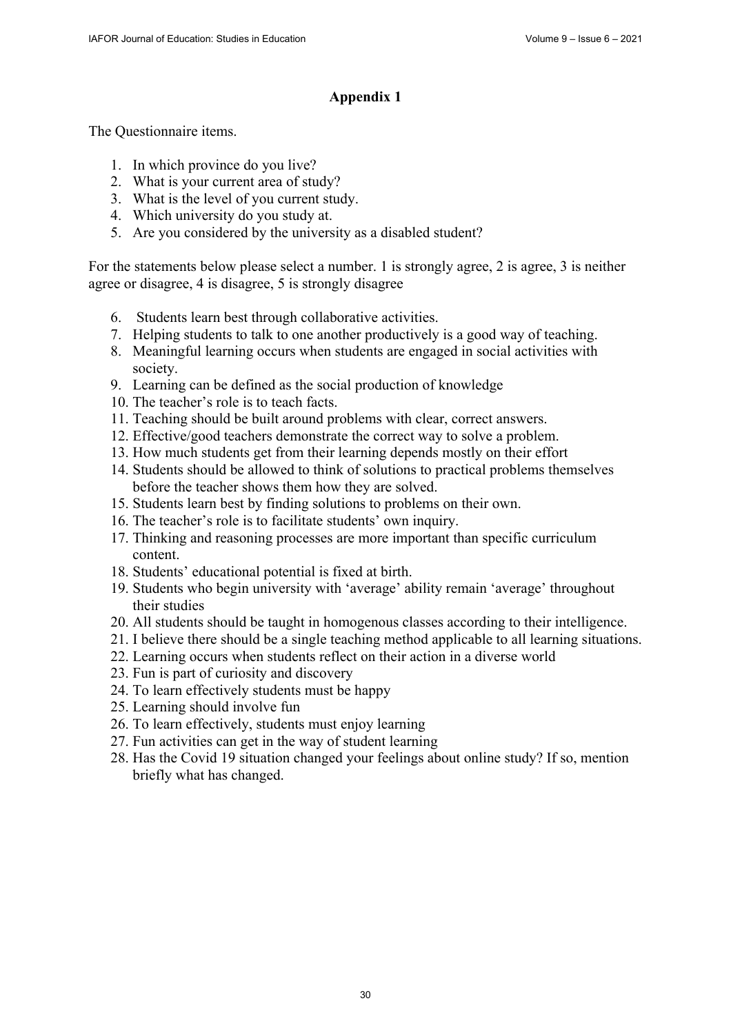## Appendix 1

The Questionnaire items.

1. In which province do you live?
2. What is your current area of study?
3. What is the level of you current study.
4. Which university do you study at.
5. Are you considered by the university as a disabled student?

For the statements below please select a number. 1 is strongly agree, 2 is agree, 3 is neither agree or disagree, 4 is disagree, 5 is strongly disagree

6. Students learn best through collaborative activities.
7. Helping students to talk to one another productively is a good way of teaching.
8. Meaningful learning occurs when students are engaged in social activities with society.
9. Learning can be defined as the social production of knowledge
10. The teacher's role is to teach facts.
11. Teaching should be built around problems with clear, correct answers.
12. Effective/good teachers demonstrate the correct way to solve a problem.
13. How much students get from their learning depends mostly on their effort
14. Students should be allowed to think of solutions to practical problems themselves before the teacher shows them how they are solved.
15. Students learn best by finding solutions to problems on their own.
16. The teacher's role is to facilitate students' own inquiry.
17. Thinking and reasoning processes are more important than specific curriculum content.
18. Students' educational potential is fixed at birth.
19. Students who begin university with 'average' ability remain 'average' throughout their studies
20. All students should be taught in homogenous classes according to their intelligence.
21. I believe there should be a single teaching method applicable to all learning situations.
22. Learning occurs when students reflect on their action in a diverse world
23. Fun is part of curiosity and discovery
24. To learn effectively students must be happy
25. Learning should involve fun
26. To learn effectively, students must enjoy learning
27. Fun activities can get in the way of student learning
28. Has the Covid 19 situation changed your feelings about online study? If so, mention briefly what has changed.